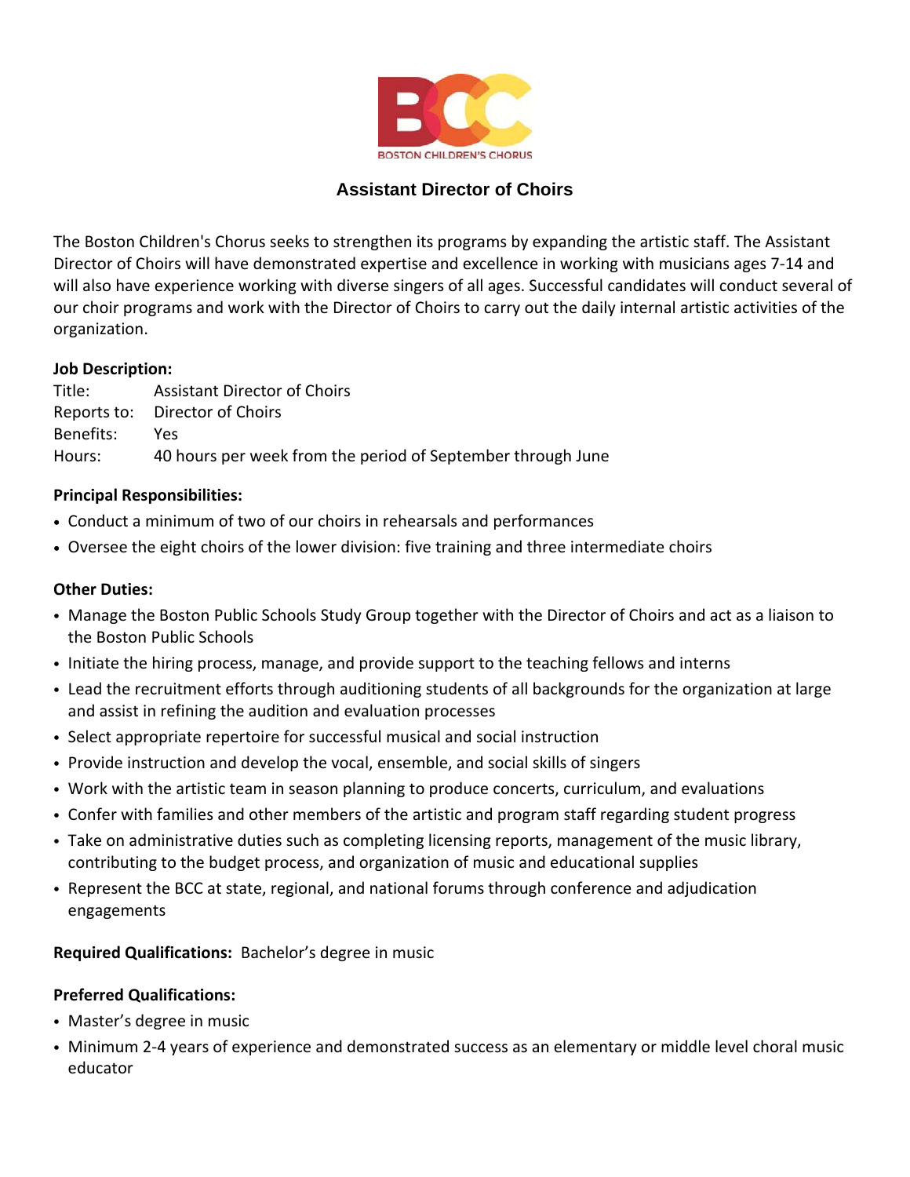BOSTON CHILDREN'S CHORUS

# Assistant Director of Choirs

The Boston Children's Chorus seeks to strengthen its programs by expanding the artistic staff. The Assistant Director of Choirs will have demonstrated expertise and excellence in working with musicians ages 7-14 and will also have experience working with diverse singers of all ages. Successful candidates will conduct several of our choir programs and work with the Director of Choirs to carry out the daily internal artistic activities of the organization.

**Job Description:**

Title: Assistant Director of Choirs
Reports to: Director of Choirs
Benefits: Yes
Hours: 40 hours per week from the period of September through June

**Principal Responsibilities:**

- Conduct a minimum of two of our choirs in rehearsals and performances
- Oversee the eight choirs of the lower division: five training and three intermediate choirs

**Other Duties:**

- Manage the Boston Public Schools Study Group together with the Director of Choirs and act as a liaison to the Boston Public Schools
- Initiate the hiring process, manage, and provide support to the teaching fellows and interns
- Lead the recruitment efforts through auditioning students of all backgrounds for the organization at large and assist in refining the audition and evaluation processes
- Select appropriate repertoire for successful musical and social instruction
- Provide instruction and develop the vocal, ensemble, and social skills of singers
- Work with the artistic team in season planning to produce concerts, curriculum, and evaluations
- Confer with families and other members of the artistic and program staff regarding student progress
- Take on administrative duties such as completing licensing reports, management of the music library, contributing to the budget process, and organization of music and educational supplies
- Represent the BCC at state, regional, and national forums through conference and adjudication engagements

**Required Qualifications:** Bachelor's degree in music

**Preferred Qualifications:**

- Master's degree in music
- Minimum 2-4 years of experience and demonstrated success as an elementary or middle level choral music educator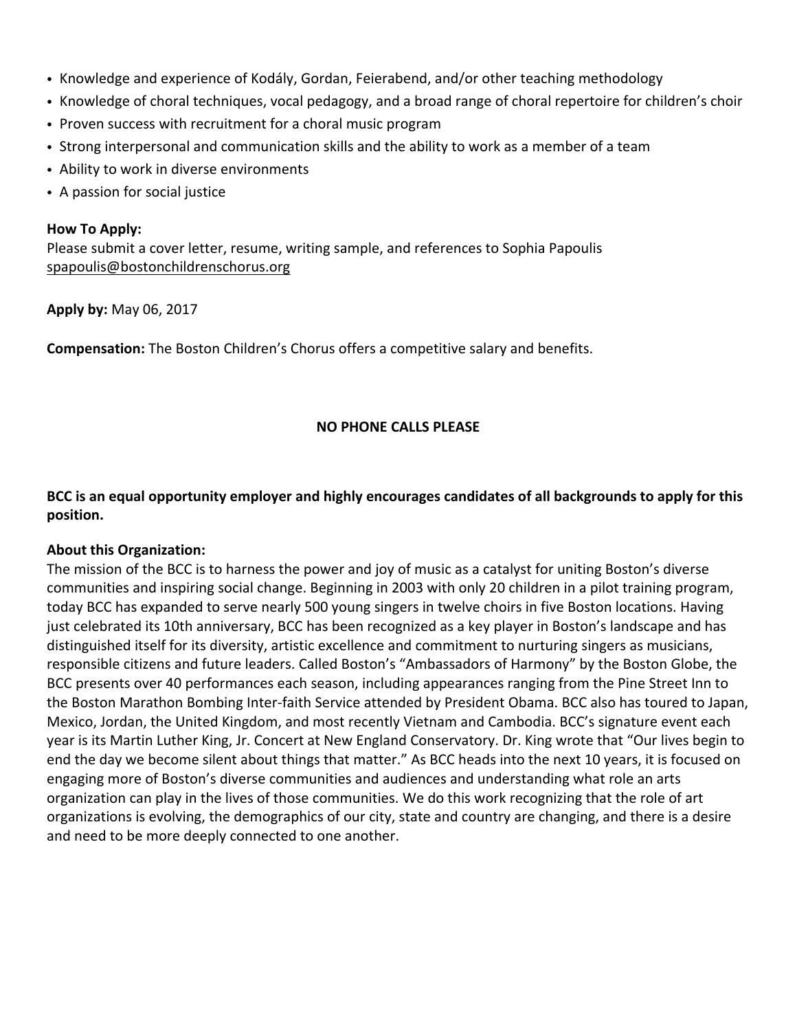- Knowledge and experience of Kodály, Gordan, Feierabend, and/or other teaching methodology
- Knowledge of choral techniques, vocal pedagogy, and a broad range of choral repertoire for children's choir
- Proven success with recruitment for a choral music program
- Strong interpersonal and communication skills and the ability to work as a member of a team
- Ability to work in diverse environments
- A passion for social justice

**How To Apply:**
Please submit a cover letter, resume, writing sample, and references to Sophia Papoulis
spapoulis@bostonchildrenschorus.org

**Apply by:** May 06, 2017

**Compensation:** The Boston Children's Chorus offers a competitive salary and benefits.

**NO PHONE CALLS PLEASE**

**BCC is an equal opportunity employer and highly encourages candidates of all backgrounds to apply for this position.**

**About this Organization:**
The mission of the BCC is to harness the power and joy of music as a catalyst for uniting Boston's diverse communities and inspiring social change. Beginning in 2003 with only 20 children in a pilot training program, today BCC has expanded to serve nearly 500 young singers in twelve choirs in five Boston locations. Having just celebrated its 10th anniversary, BCC has been recognized as a key player in Boston's landscape and has distinguished itself for its diversity, artistic excellence and commitment to nurturing singers as musicians, responsible citizens and future leaders. Called Boston's "Ambassadors of Harmony" by the Boston Globe, the BCC presents over 40 performances each season, including appearances ranging from the Pine Street Inn to the Boston Marathon Bombing Inter-faith Service attended by President Obama. BCC also has toured to Japan, Mexico, Jordan, the United Kingdom, and most recently Vietnam and Cambodia. BCC's signature event each year is its Martin Luther King, Jr. Concert at New England Conservatory. Dr. King wrote that "Our lives begin to end the day we become silent about things that matter." As BCC heads into the next 10 years, it is focused on engaging more of Boston's diverse communities and audiences and understanding what role an arts organization can play in the lives of those communities. We do this work recognizing that the role of art organizations is evolving, the demographics of our city, state and country are changing, and there is a desire and need to be more deeply connected to one another.